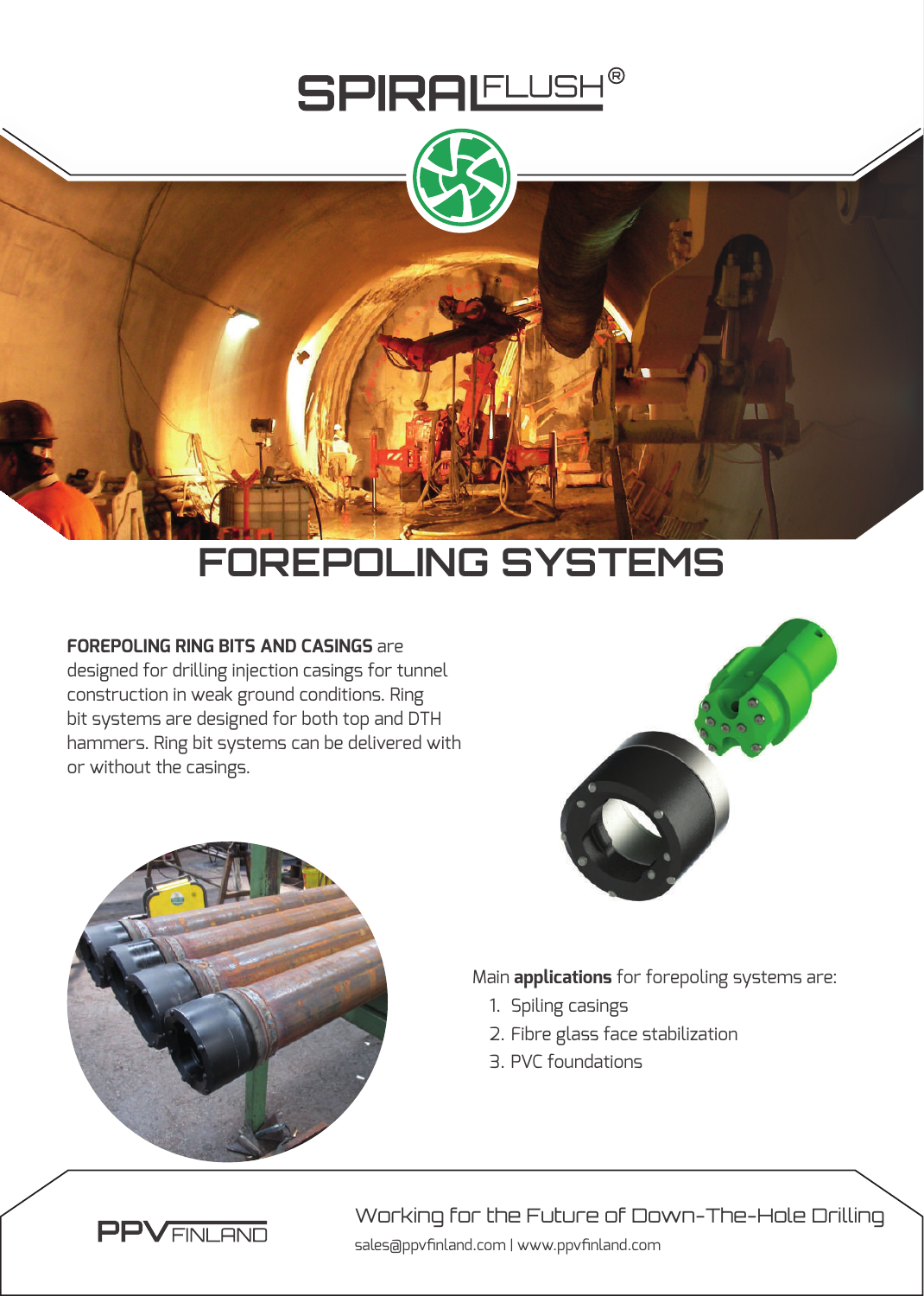# SPIRALFLUSH®

# FOREPOLING SYSTEMS

**FOREPOLING RING BITS AND CASINGS** are designed for drilling injection casings for tunnel construction in weak ground conditions. Ring bit systems are designed for both top and DTH hammers. Ring bit systems can be delivered with or without the casings.

Main **applications** for forepoling systems are:

1. Spiling casings
2. Fibre glass face stabilization
3. PVC foundations

PPV FINLAND

Working for the Future of Down-The-Hole Drilling

sales@ppvfinland.com | www.ppvfinland.com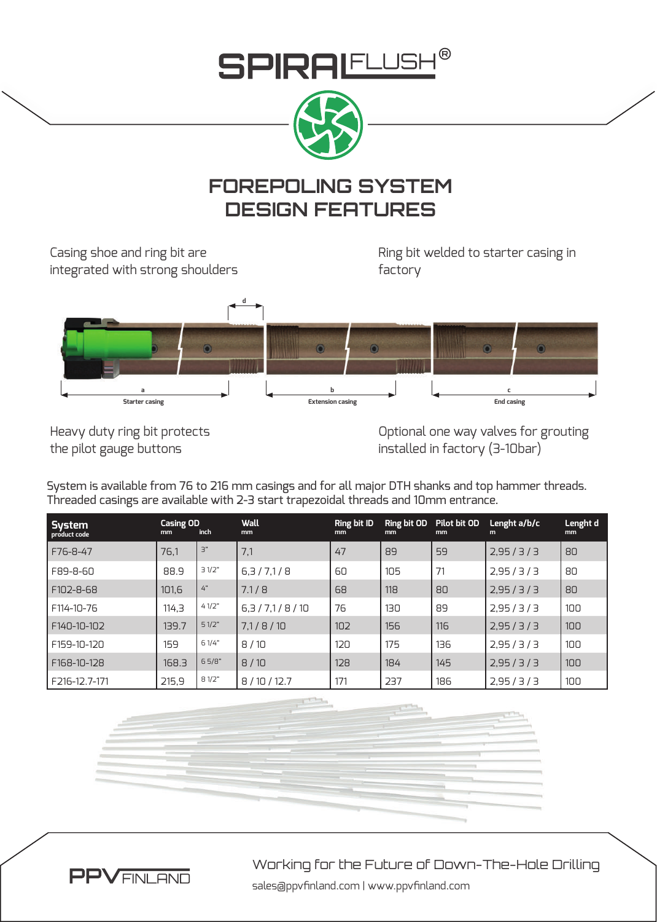# SPIRALFLUSH®

## FOREPOLING SYSTEM DESIGN FEATURES

Casing shoe and ring bit are integrated with strong shoulders

Ring bit welded to starter casing in factory

d

a
Starter casing

b
Extension casing

c
End casing

Heavy duty ring bit protects the pilot gauge buttons

Optional one way valves for grouting installed in factory (3-10bar)

System is available from 76 to 216 mm casings and for all major DTH shanks and top hammer threads. Threaded casings are available with 2-3 start trapezoidal threads and 10mm entrance.

| System product code | Casing OD mm | inch | Wall mm | Ring bit ID mm | Ring bit OD mm | Pilot bit OD mm | Lenght a/b/c m | Lenght d mm |
|---|---|---|---|---|---|---|---|---|
| F76-8-47 | 76,1 | 3" | 7,1 | 47 | 89 | 59 | 2,95 / 3 / 3 | 80 |
| F89-8-60 | 88.9 | 3 1/2" | 6,3 / 7,1 / 8 | 60 | 105 | 71 | 2,95 / 3 / 3 | 80 |
| F102-8-68 | 101,6 | 4" | 7.1 / 8 | 68 | 118 | 80 | 2,95 / 3 / 3 | 80 |
| F114-10-76 | 114,3 | 4 1/2" | 6,3 / 7,1 / 8 / 10 | 76 | 130 | 89 | 2,95 / 3 / 3 | 100 |
| F140-10-102 | 139.7 | 5 1/2" | 7,1 / 8 / 10 | 102 | 156 | 116 | 2,95 / 3 / 3 | 100 |
| F159-10-120 | 159 | 6 1/4" | 8 / 10 | 120 | 175 | 136 | 2,95 / 3 / 3 | 100 |
| F168-10-128 | 168.3 | 6 5/8" | 8 / 10 | 128 | 184 | 145 | 2,95 / 3 / 3 | 100 |
| F216-12.7-171 | 215,9 | 8 1/2" | 8 / 10 / 12.7 | 171 | 237 | 186 | 2,95 / 3 / 3 | 100 |

PPV FINLAND

Working for the Future of Down-The-Hole Drilling

sales@ppvfinland.com | www.ppvfinland.com